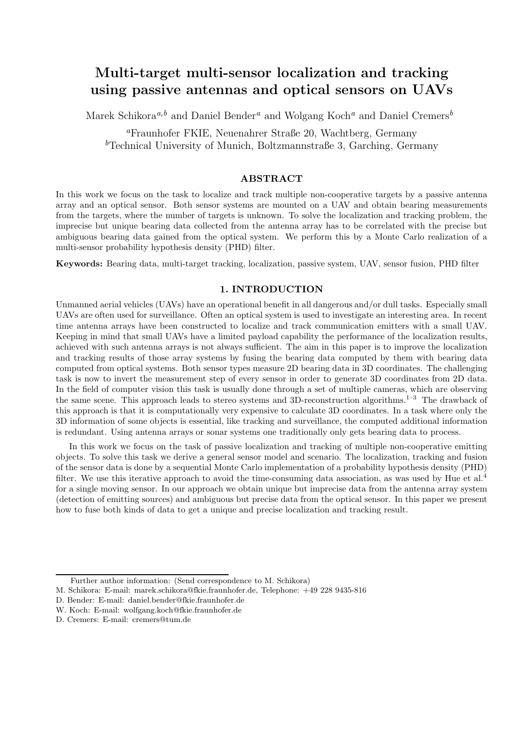# Multi-target multi-sensor localization and tracking using passive antennas and optical sensors on UAVs

Marek Schikora[a,b] and Daniel Bender[a] and Wolgang Koch[a] and Daniel Cremers[b]

[a]Fraunhofer FKIE, Neuenahrer Straße 20, Wachtberg, Germany
[b]Technical University of Munich, Boltzmannstraße 3, Garching, Germany

## ABSTRACT

In this work we focus on the task to localize and track multiple non-cooperative targets by a passive antenna array and an optical sensor. Both sensor systems are mounted on a UAV and obtain bearing measurements from the targets, where the number of targets is unknown. To solve the localization and tracking problem, the imprecise but unique bearing data collected from the antenna array has to be correlated with the precise but ambiguous bearing data gained from the optical system. We perform this by a Monte Carlo realization of a multi-sensor probability hypothesis density (PHD) filter.

**Keywords:** Bearing data, multi-target tracking, localization, passive system, UAV, sensor fusion, PHD filter

## 1. INTRODUCTION

Unmanned aerial vehicles (UAVs) have an operational benefit in all dangerous and/or dull tasks. Especially small UAVs are often used for surveillance. Often an optical system is used to investigate an interesting area. In recent time antenna arrays have been constructed to localize and track communication emitters with a small UAV. Keeping in mind that small UAVs have a limited payload capability the performance of the localization results, achieved with such antenna arrays is not always sufficient. The aim in this paper is to improve the localization and tracking results of those array systems by fusing the bearing data computed by them with bearing data computed from optical systems. Both sensor types measure 2D bearing data in 3D coordinates. The challenging task is now to invert the measurement step of every sensor in order to generate 3D coordinates from 2D data. In the field of computer vision this task is usually done through a set of multiple cameras, which are observing the same scene. This approach leads to stereo systems and 3D-reconstruction algorithms.[1–3] The drawback of this approach is that it is computationally very expensive to calculate 3D coordinates. In a task where only the 3D information of some objects is essential, like tracking and surveillance, the computed additional information is redundant. Using antenna arrays or sonar systems one traditionally only gets bearing data to process.

In this work we focus on the task of passive localization and tracking of multiple non-cooperative emitting objects. To solve this task we derive a general sensor model and scenario. The localization, tracking and fusion of the sensor data is done by a sequential Monte Carlo implementation of a probability hypothesis density (PHD) filter. We use this iterative approach to avoid the time-consuming data association, as was used by Hue et al.[4] for a single moving sensor. In our approach we obtain unique but imprecise data from the antenna array system (detection of emitting sources) and ambiguous but precise data from the optical sensor. In this paper we present how to fuse both kinds of data to get a unique and precise localization and tracking result.

Further author information: (Send correspondence to M. Schikora)
M. Schikora: E-mail: marek.schikora@fkie.fraunhofer.de, Telephone: +49 228 9435-816
D. Bender: E-mail: daniel.bender@fkie.fraunhofer.de
W. Koch: E-mail: wolfgang.koch@fkie.fraunhofer.de
D. Cremers: E-mail: cremers@tum.de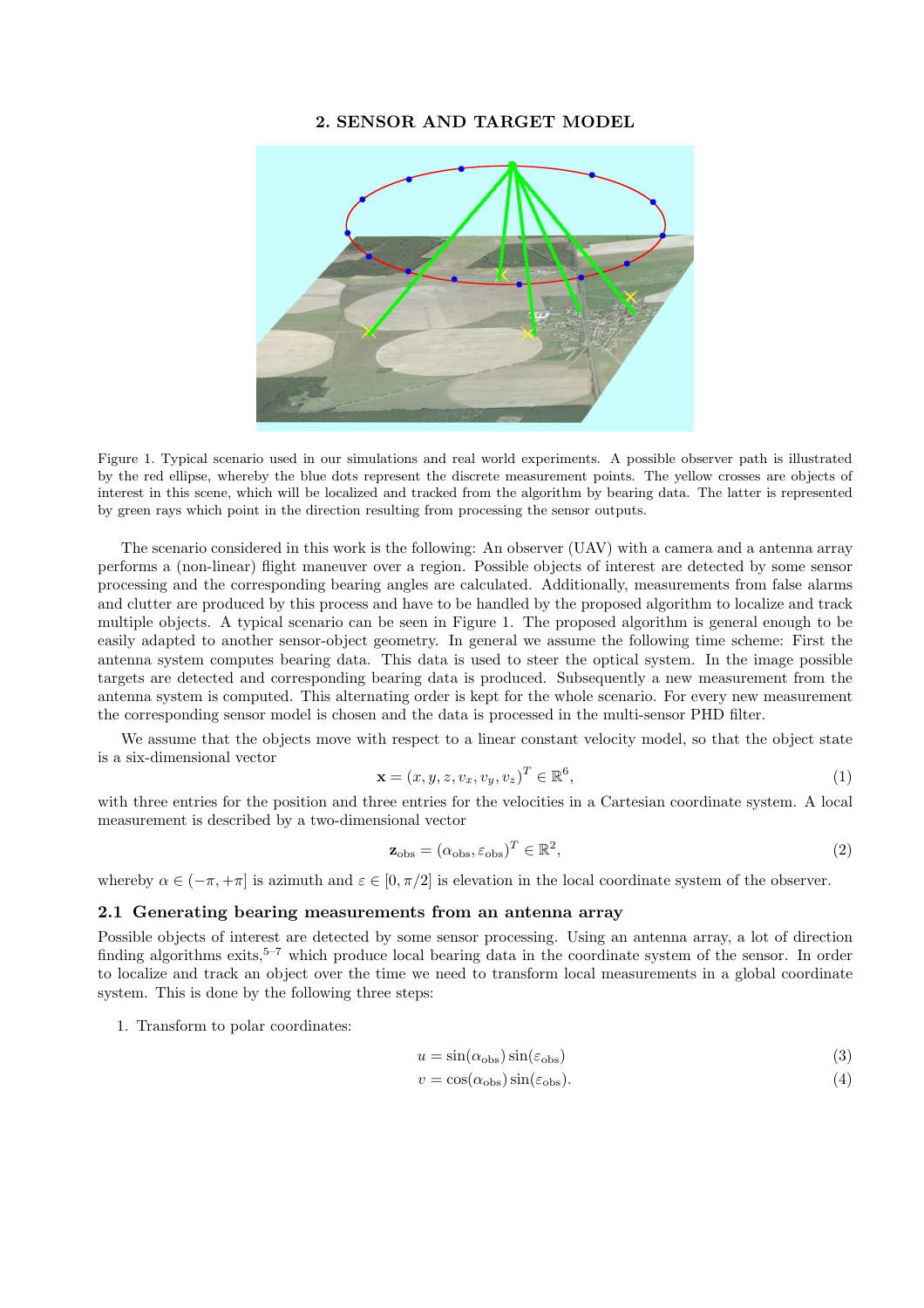## 2. SENSOR AND TARGET MODEL

Figure 1. Typical scenario used in our simulations and real world experiments. A possible observer path is illustrated by the red ellipse, whereby the blue dots represent the discrete measurement points. The yellow crosses are objects of interest in this scene, which will be localized and tracked from the algorithm by bearing data. The latter is represented by green rays which point in the direction resulting from processing the sensor outputs.

The scenario considered in this work is the following: An observer (UAV) with a camera and a antenna array performs a (non-linear) flight maneuver over a region. Possible objects of interest are detected by some sensor processing and the corresponding bearing angles are calculated. Additionally, measurements from false alarms and clutter are produced by this process and have to be handled by the proposed algorithm to localize and track multiple objects. A typical scenario can be seen in Figure 1. The proposed algorithm is general enough to be easily adapted to another sensor-object geometry. In general we assume the following time scheme: First the antenna system computes bearing data. This data is used to steer the optical system. In the image possible targets are detected and corresponding bearing data is produced. Subsequently a new measurement from the antenna system is computed. This alternating order is kept for the whole scenario. For every new measurement the corresponding sensor model is chosen and the data is processed in the multi-sensor PHD filter.

We assume that the objects move with respect to a linear constant velocity model, so that the object state is a six-dimensional vector

$$\mathbf{x} = (x, y, z, v_x, v_y, v_z)^T \in \mathbb{R}^6, \tag{1}$$

with three entries for the position and three entries for the velocities in a Cartesian coordinate system. A local measurement is described by a two-dimensional vector

$$\mathbf{z}_{\text{obs}} = (\alpha_{\text{obs}}, \varepsilon_{\text{obs}})^T \in \mathbb{R}^2, \tag{2}$$

whereby $\alpha \in (-\pi, +\pi]$ is azimuth and $\varepsilon \in [0, \pi/2]$ is elevation in the local coordinate system of the observer.

### 2.1 Generating bearing measurements from an antenna array

Possible objects of interest are detected by some sensor processing. Using an antenna array, a lot of direction finding algorithms exits,[5–7] which produce local bearing data in the coordinate system of the sensor. In order to localize and track an object over the time we need to transform local measurements in a global coordinate system. This is done by the following three steps:

1. Transform to polar coordinates:

$$u = \sin(\alpha_{\text{obs}}) \sin(\varepsilon_{\text{obs}}) \tag{3}$$

$$v = \cos(\alpha_{\text{obs}}) \sin(\varepsilon_{\text{obs}}). \tag{4}$$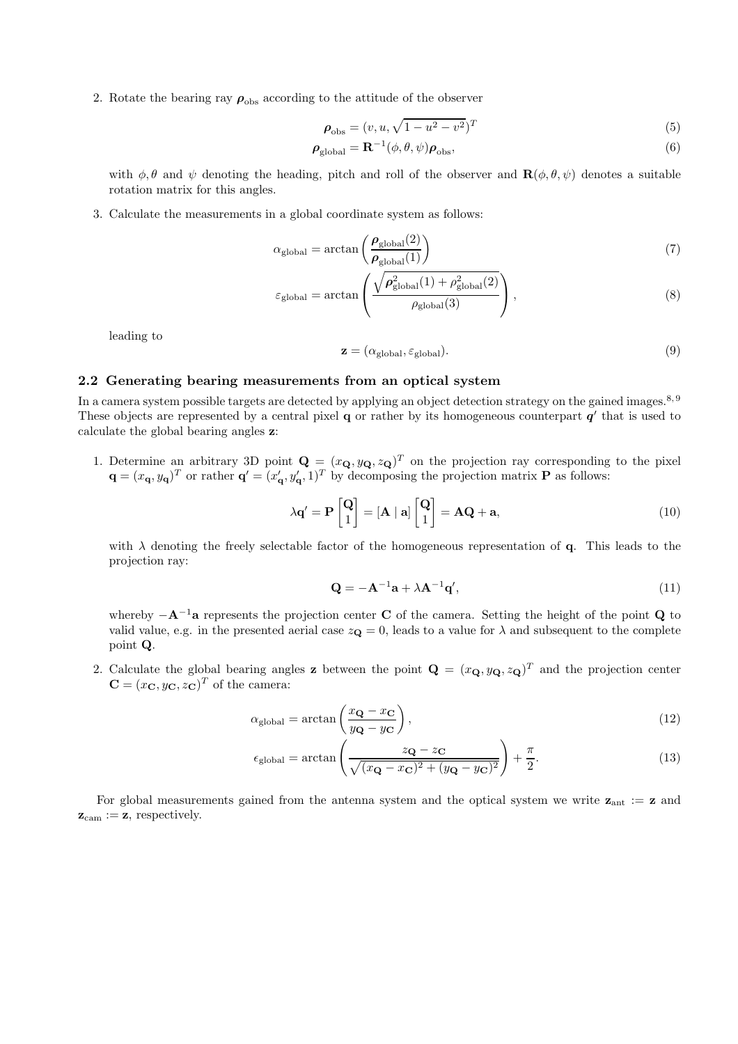2. Rotate the bearing ray $\boldsymbol{\rho}_{\text{obs}}$ according to the attitude of the observer

$$\boldsymbol{\rho}_{\text{obs}} = (v, u, \sqrt{1 - u^2 - v^2})^T \tag{5}$$

$$\boldsymbol{\rho}_{\text{global}} = \mathbf{R}^{-1}(\phi, \theta, \psi)\boldsymbol{\rho}_{\text{obs}}, \tag{6}$$

   with $\phi, \theta$ and $\psi$ denoting the heading, pitch and roll of the observer and $\mathbf{R}(\phi, \theta, \psi)$ denotes a suitable rotation matrix for this angles.

3. Calculate the measurements in a global coordinate system as follows:

$$\alpha_{\text{global}} = \arctan\left(\frac{\boldsymbol{\rho}_{\text{global}}(2)}{\boldsymbol{\rho}_{\text{global}}(1)}\right) \tag{7}$$

$$\varepsilon_{\text{global}} = \arctan\left(\frac{\sqrt{\boldsymbol{\rho}^2_{\text{global}}(1) + \rho^2_{\text{global}}(2)}}{\rho_{\text{global}}(3)}\right), \tag{8}$$

   leading to

$$\mathbf{z} = (\alpha_{\text{global}}, \varepsilon_{\text{global}}). \tag{9}$$

### 2.2 Generating bearing measurements from an optical system

In a camera system possible targets are detected by applying an object detection strategy on the gained images.[8, 9] These objects are represented by a central pixel $\mathbf{q}$ or rather by its homogeneous counterpart $\boldsymbol{q'}$ that is used to calculate the global bearing angles $\mathbf{z}$:

1. Determine an arbitrary 3D point $\mathbf{Q} = (x_{\mathbf{Q}}, y_{\mathbf{Q}}, z_{\mathbf{Q}})^T$ on the projection ray corresponding to the pixel $\mathbf{q} = (x_{\mathbf{q}}, y_{\mathbf{q}})^T$ or rather $\mathbf{q'} = (x'_{\mathbf{q}}, y'_{\mathbf{q}}, 1)^T$ by decomposing the projection matrix $\mathbf{P}$ as follows:

$$\lambda \mathbf{q'} = \mathbf{P}\begin{bmatrix}\mathbf{Q}\\1\end{bmatrix} = [\mathbf{A} \mid \mathbf{a}]\begin{bmatrix}\mathbf{Q}\\1\end{bmatrix} = \mathbf{A}\mathbf{Q} + \mathbf{a}, \tag{10}$$

   with $\lambda$ denoting the freely selectable factor of the homogeneous representation of $\mathbf{q}$. This leads to the projection ray:

$$\mathbf{Q} = -\mathbf{A}^{-1}\mathbf{a} + \lambda \mathbf{A}^{-1}\mathbf{q'}, \tag{11}$$

   whereby $-\mathbf{A}^{-1}\mathbf{a}$ represents the projection center $\mathbf{C}$ of the camera. Setting the height of the point $\mathbf{Q}$ to valid value, e.g. in the presented aerial case $z_{\mathbf{Q}} = 0$, leads to a value for $\lambda$ and subsequent to the complete point $\mathbf{Q}$.

2. Calculate the global bearing angles $\mathbf{z}$ between the point $\mathbf{Q} = (x_{\mathbf{Q}}, y_{\mathbf{Q}}, z_{\mathbf{Q}})^T$ and the projection center $\mathbf{C} = (x_{\mathbf{C}}, y_{\mathbf{C}}, z_{\mathbf{C}})^T$ of the camera:

$$\alpha_{\text{global}} = \arctan\left(\frac{x_{\mathbf{Q}} - x_{\mathbf{C}}}{y_{\mathbf{Q}} - y_{\mathbf{C}}}\right), \tag{12}$$

$$\epsilon_{\text{global}} = \arctan\left(\frac{z_{\mathbf{Q}} - z_{\mathbf{C}}}{\sqrt{(x_{\mathbf{Q}} - x_{\mathbf{C}})^2 + (y_{\mathbf{Q}} - y_{\mathbf{C}})^2}}\right) + \frac{\pi}{2}. \tag{13}$$

For global measurements gained from the antenna system and the optical system we write $\mathbf{z}_{\text{ant}} := \mathbf{z}$ and $\mathbf{z}_{\text{cam}} := \mathbf{z}$, respectively.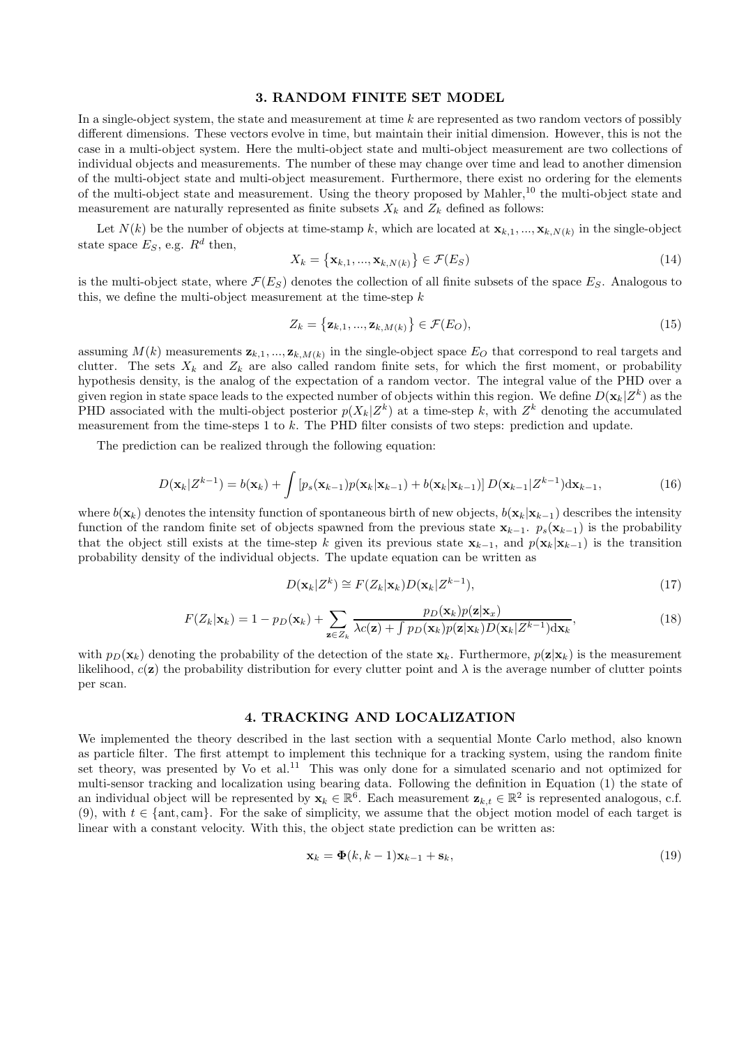## 3. RANDOM FINITE SET MODEL

In a single-object system, the state and measurement at time $k$ are represented as two random vectors of possibly different dimensions. These vectors evolve in time, but maintain their initial dimension. However, this is not the case in a multi-object system. Here the multi-object state and multi-object measurement are two collections of individual objects and measurements. The number of these may change over time and lead to another dimension of the multi-object state and multi-object measurement. Furthermore, there exist no ordering for the elements of the multi-object state and measurement. Using the theory proposed by Mahler,[10] the multi-object state and measurement are naturally represented as finite subsets $X_k$ and $Z_k$ defined as follows:

Let $N(k)$ be the number of objects at time-stamp $k$, which are located at $\mathbf{x}_{k,1},...,\mathbf{x}_{k,N(k)}$ in the single-object state space $E_S$, e.g. $R^d$ then,

$$X_k = \left\{\mathbf{x}_{k,1},...,\mathbf{x}_{k,N(k)}\right\} \in \mathcal{F}(E_S) \tag{14}$$

is the multi-object state, where $\mathcal{F}(E_S)$ denotes the collection of all finite subsets of the space $E_S$. Analogous to this, we define the multi-object measurement at the time-step $k$

$$Z_k = \left\{\mathbf{z}_{k,1},...,\mathbf{z}_{k,M(k)}\right\} \in \mathcal{F}(E_O), \tag{15}$$

assuming $M(k)$ measurements $\mathbf{z}_{k,1},...,\mathbf{z}_{k,M(k)}$ in the single-object space $E_O$ that correspond to real targets and clutter. The sets $X_k$ and $Z_k$ are also called random finite sets, for which the first moment, or probability hypothesis density, is the analog of the expectation of a random vector. The integral value of the PHD over a given region in state space leads to the expected number of objects within this region. We define $D(\mathbf{x}_k|Z^k)$ as the PHD associated with the multi-object posterior $p(X_k|Z^k)$ at a time-step $k$, with $Z^k$ denoting the accumulated measurement from the time-steps 1 to $k$. The PHD filter consists of two steps: prediction and update.

The prediction can be realized through the following equation:

$$D(\mathbf{x}_k|Z^{k-1}) = b(\mathbf{x}_k) + \int \left[p_s(\mathbf{x}_{k-1})p(\mathbf{x}_k|\mathbf{x}_{k-1}) + b(\mathbf{x}_k|\mathbf{x}_{k-1})\right] D(\mathbf{x}_{k-1}|Z^{k-1})\mathrm{d}\mathbf{x}_{k-1}, \tag{16}$$

where $b(\mathbf{x}_k)$ denotes the intensity function of spontaneous birth of new objects, $b(\mathbf{x}_k|\mathbf{x}_{k-1})$ describes the intensity function of the random finite set of objects spawned from the previous state $\mathbf{x}_{k-1}$. $p_s(\mathbf{x}_{k-1})$ is the probability that the object still exists at the time-step $k$ given its previous state $\mathbf{x}_{k-1}$, and $p(\mathbf{x}_k|\mathbf{x}_{k-1})$ is the transition probability density of the individual objects. The update equation can be written as

$$D(\mathbf{x}_k|Z^k) \cong F(Z_k|\mathbf{x}_k)D(\mathbf{x}_k|Z^{k-1}), \tag{17}$$

$$F(Z_k|\mathbf{x}_k) = 1 - p_D(\mathbf{x}_k) + \sum_{\mathbf{z}\in Z_k} \frac{p_D(\mathbf{x}_k)p(\mathbf{z}|\mathbf{x}_x)}{\lambda c(\mathbf{z}) + \int p_D(\mathbf{x}_k)p(\mathbf{z}|\mathbf{x}_k)D(\mathbf{x}_k|Z^{k-1})\mathrm{d}\mathbf{x}_k}, \tag{18}$$

with $p_D(\mathbf{x}_k)$ denoting the probability of the detection of the state $\mathbf{x}_k$. Furthermore, $p(\mathbf{z}|\mathbf{x}_k)$ is the measurement likelihood, $c(\mathbf{z})$ the probability distribution for every clutter point and $\lambda$ is the average number of clutter points per scan.

## 4. TRACKING AND LOCALIZATION

We implemented the theory described in the last section with a sequential Monte Carlo method, also known as particle filter. The first attempt to implement this technique for a tracking system, using the random finite set theory, was presented by Vo et al.[11] This was only done for a simulated scenario and not optimized for multi-sensor tracking and localization using bearing data. Following the definition in Equation (1) the state of an individual object will be represented by $\mathbf{x}_k \in \mathbb{R}^6$. Each measurement $\mathbf{z}_{k,t} \in \mathbb{R}^2$ is represented analogous, c.f. (9), with $t \in \{\text{ant}, \text{cam}\}$. For the sake of simplicity, we assume that the object motion model of each target is linear with a constant velocity. With this, the object state prediction can be written as:

$$\mathbf{x}_k = \mathbf{\Phi}(k, k-1)\mathbf{x}_{k-1} + \mathbf{s}_k, \tag{19}$$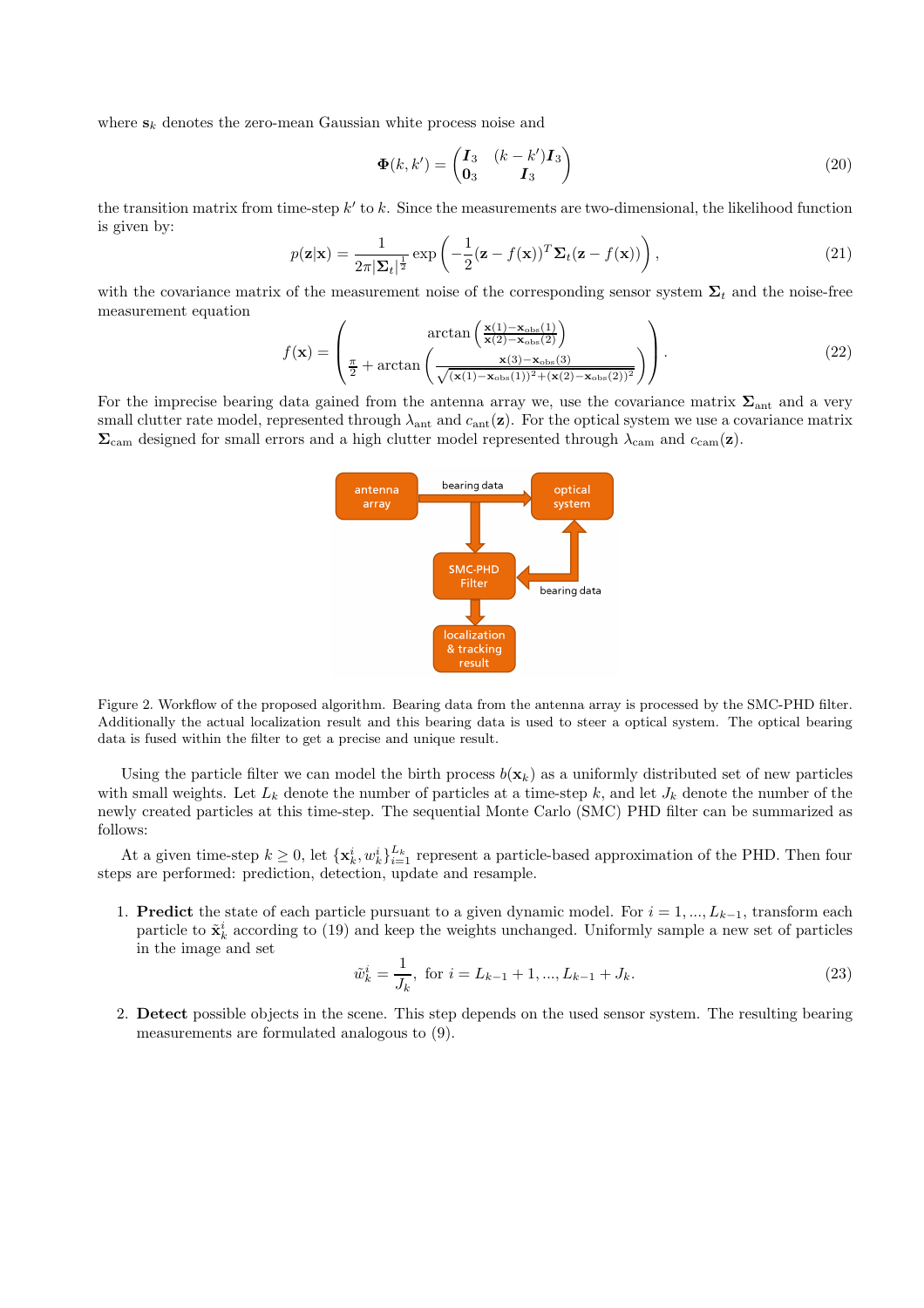where $\mathbf{s}_k$ denotes the zero-mean Gaussian white process noise and

$$\mathbf{\Phi}(k, k') = \begin{pmatrix} \mathbf{I}_3 & (k-k')\mathbf{I}_3 \\ \mathbf{0}_3 & \mathbf{I}_3 \end{pmatrix} \tag{20}$$

the transition matrix from time-step $k'$ to $k$. Since the measurements are two-dimensional, the likelihood function is given by:

$$p(\mathbf{z}|\mathbf{x}) = \frac{1}{2\pi|\mathbf{\Sigma}_t|^{\frac{1}{2}}} \exp\left(-\frac{1}{2}(\mathbf{z} - f(\mathbf{x}))^T \mathbf{\Sigma}_t (\mathbf{z} - f(\mathbf{x}))\right), \tag{21}$$

with the covariance matrix of the measurement noise of the corresponding sensor system $\mathbf{\Sigma}_t$ and the noise-free measurement equation

$$f(\mathbf{x}) = \begin{pmatrix} \arctan\left(\frac{\mathbf{x}(1) - \mathbf{x}_{\text{obs}}(1)}{\mathbf{x}(2) - \mathbf{x}_{\text{obs}}(2)}\right) \\ \frac{\pi}{2} + \arctan\left(\frac{\mathbf{x}(3) - \mathbf{x}_{\text{obs}}(3)}{\sqrt{(\mathbf{x}(1) - \mathbf{x}_{\text{obs}}(1))^2 + (\mathbf{x}(2) - \mathbf{x}_{\text{obs}}(2))^2}}\right) \end{pmatrix}. \tag{22}$$

For the imprecise bearing data gained from the antenna array we, use the covariance matrix $\mathbf{\Sigma}_{\text{ant}}$ and a very small clutter rate model, represented through $\lambda_{\text{ant}}$ and $c_{\text{ant}}(\mathbf{z})$. For the optical system we use a covariance matrix $\mathbf{\Sigma}_{\text{cam}}$ designed for small errors and a high clutter model represented through $\lambda_{\text{cam}}$ and $c_{\text{cam}}(\mathbf{z})$.

Figure 2. Workflow of the proposed algorithm. Bearing data from the antenna array is processed by the SMC-PHD filter. Additionally the actual localization result and this bearing data is used to steer a optical system. The optical bearing data is fused within the filter to get a precise and unique result.

Using the particle filter we can model the birth process $b(\mathbf{x}_k)$ as a uniformly distributed set of new particles with small weights. Let $L_k$ denote the number of particles at a time-step $k$, and let $J_k$ denote the number of the newly created particles at this time-step. The sequential Monte Carlo (SMC) PHD filter can be summarized as follows:

At a given time-step $k \geq 0$, let $\{\mathbf{x}_k^i, w_k^i\}_{i=1}^{L_k}$ represent a particle-based approximation of the PHD. Then four steps are performed: prediction, detection, update and resample.

1. **Predict** the state of each particle pursuant to a given dynamic model. For $i = 1, ..., L_{k-1}$, transform each particle to $\tilde{\mathbf{x}}_k^i$ according to (19) and keep the weights unchanged. Uniformly sample a new set of particles in the image and set

$$\tilde{w}_k^i = \frac{1}{J_k}, \text{ for } i = L_{k-1}+1, ..., L_{k-1}+J_k. \tag{23}$$

2. **Detect** possible objects in the scene. This step depends on the used sensor system. The resulting bearing measurements are formulated analogous to (9).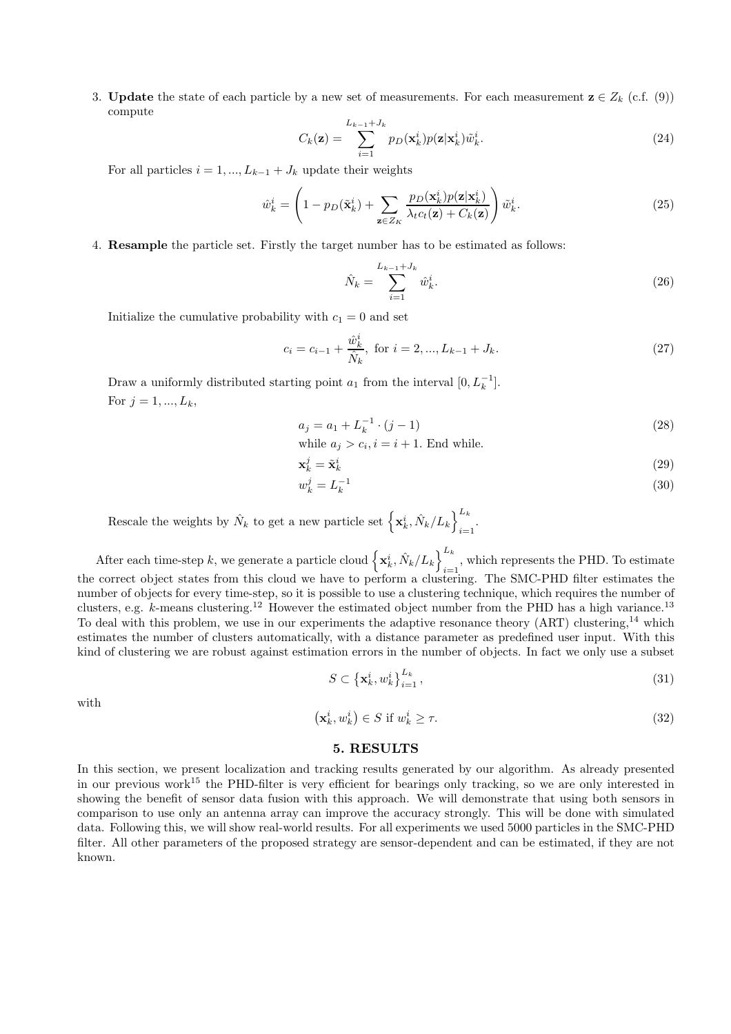3. **Update** the state of each particle by a new set of measurements. For each measurement $\mathbf{z} \in Z_k$ (c.f. (9)) compute

$$C_k(\mathbf{z}) = \sum_{i=1}^{L_{k-1}+J_k} p_D(\mathbf{x}_k^i) p(\mathbf{z}|\mathbf{x}_k^i) \tilde{w}_k^i. \tag{24}$$

For all particles $i = 1, ..., L_{k-1} + J_k$ update their weights

$$\hat{w}_k^i = \left( 1 - p_D(\tilde{\mathbf{x}}_k^i) + \sum_{\mathbf{z} \in Z_K} \frac{p_D(\mathbf{x}_k^i) p(\mathbf{z}|\mathbf{x}_k^i)}{\lambda_t c_t(\mathbf{z}) + C_k(\mathbf{z})} \right) \tilde{w}_k^i. \tag{25}$$

4. **Resample** the particle set. Firstly the target number has to be estimated as follows:

$$\hat{N}_k = \sum_{i=1}^{L_{k-1}+J_k} \hat{w}_k^i. \tag{26}$$

Initialize the cumulative probability with $c_1 = 0$ and set

$$c_i = c_{i-1} + \frac{\hat{w}_k^i}{\hat{N}_k}, \text{ for } i = 2, ..., L_{k-1} + J_k. \tag{27}$$

Draw a uniformly distributed starting point $a_1$ from the interval $[0, L_k^{-1}]$.

For $j = 1, ..., L_k$,

$$a_j = a_1 + L_k^{-1} \cdot (j-1) \tag{28}$$

while $a_j > c_i, i = i + 1$. End while.

$$\mathbf{x}_k^j = \tilde{\mathbf{x}}_k^i \tag{29}$$

$$w_k^j = L_k^{-1} \tag{30}$$

Rescale the weights by $\hat{N}_k$ to get a new particle set $\left\{ \mathbf{x}_k^i, \hat{N}_k / L_k \right\}_{i=1}^{L_k}$.

After each time-step $k$, we generate a particle cloud $\left\{ \mathbf{x}_k^i, \hat{N}_k / L_k \right\}_{i=1}^{L_k}$, which represents the PHD. To estimate the correct object states from this cloud we have to perform a clustering. The SMC-PHD filter estimates the number of objects for every time-step, so it is possible to use a clustering technique, which requires the number of clusters, e.g. $k$-means clustering.[12] However the estimated object number from the PHD has a high variance.[13] To deal with this problem, we use in our experiments the adaptive resonance theory (ART) clustering,[14] which estimates the number of clusters automatically, with a distance parameter as predefined user input. With this kind of clustering we are robust against estimation errors in the number of objects. In fact we only use a subset

$$S \subset \left\{ \mathbf{x}_k^i, w_k^i \right\}_{i=1}^{L_k}, \tag{31}$$

with

$$\left( \mathbf{x}_k^i, w_k^i \right) \in S \text{ if } w_k^i \geq \tau. \tag{32}$$

## 5. RESULTS

In this section, we present localization and tracking results generated by our algorithm. As already presented in our previous work[15] the PHD-filter is very efficient for bearings only tracking, so we are only interested in showing the benefit of sensor data fusion with this approach. We will demonstrate that using both sensors in comparison to use only an antenna array can improve the accuracy strongly. This will be done with simulated data. Following this, we will show real-world results. For all experiments we used 5000 particles in the SMC-PHD filter. All other parameters of the proposed strategy are sensor-dependent and can be estimated, if they are not known.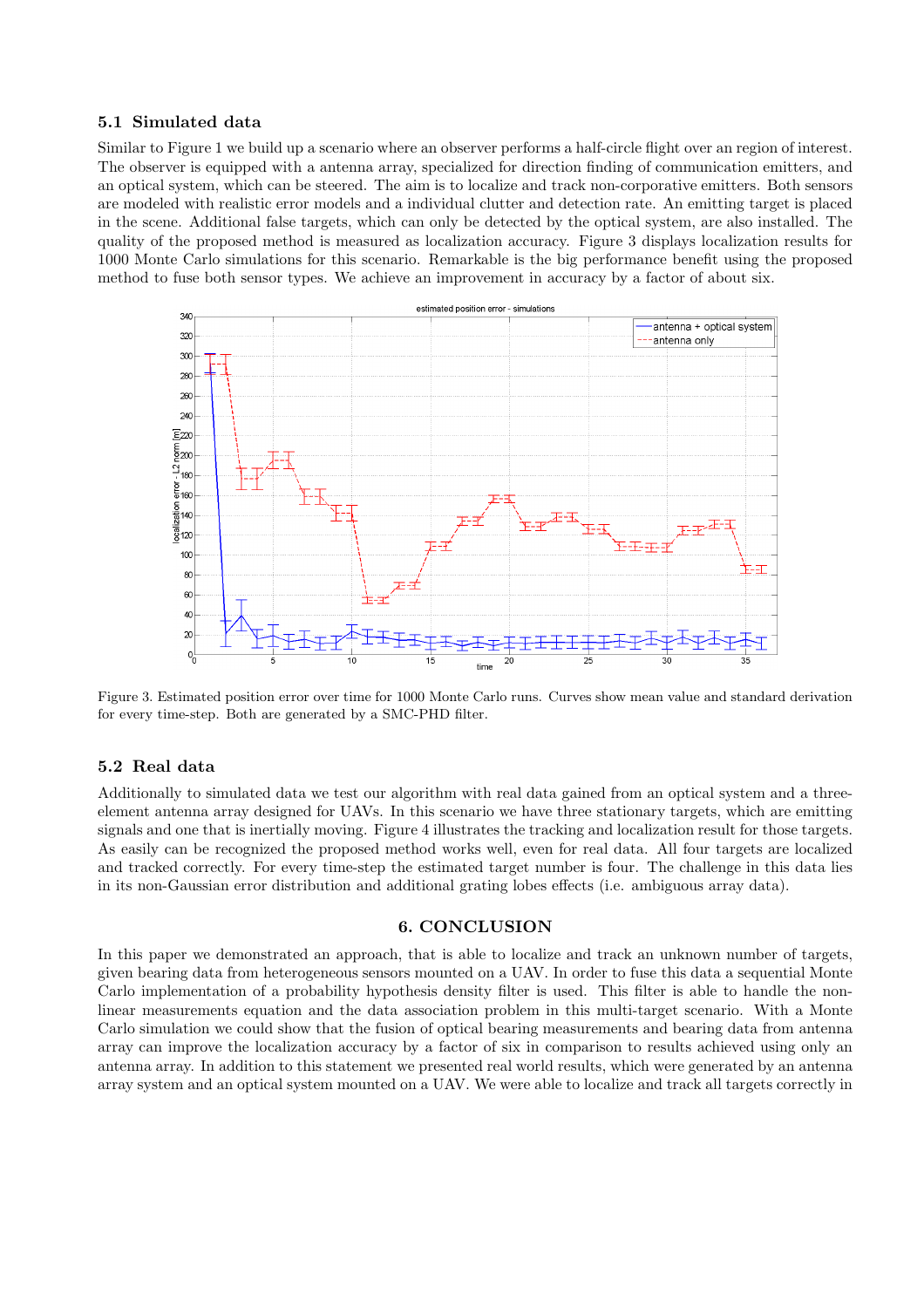### 5.1 Simulated data

Similar to Figure 1 we build up a scenario where an observer performs a half-circle flight over an region of interest. The observer is equipped with a antenna array, specialized for direction finding of communication emitters, and an optical system, which can be steered. The aim is to localize and track non-corporative emitters. Both sensors are modeled with realistic error models and a individual clutter and detection rate. An emitting target is placed in the scene. Additional false targets, which can only be detected by the optical system, are also installed. The quality of the proposed method is measured as localization accuracy. Figure 3 displays localization results for 1000 Monte Carlo simulations for this scenario. Remarkable is the big performance benefit using the proposed method to fuse both sensor types. We achieve an improvement in accuracy by a factor of about six.

Figure 3. Estimated position error over time for 1000 Monte Carlo runs. Curves show mean value and standard derivation for every time-step. Both are generated by a SMC-PHD filter.

### 5.2 Real data

Additionally to simulated data we test our algorithm with real data gained from an optical system and a three-element antenna array designed for UAVs. In this scenario we have three stationary targets, which are emitting signals and one that is inertially moving. Figure 4 illustrates the tracking and localization result for those targets. As easily can be recognized the proposed method works well, even for real data. All four targets are localized and tracked correctly. For every time-step the estimated target number is four. The challenge in this data lies in its non-Gaussian error distribution and additional grating lobes effects (i.e. ambiguous array data).

## 6. CONCLUSION

In this paper we demonstrated an approach, that is able to localize and track an unknown number of targets, given bearing data from heterogeneous sensors mounted on a UAV. In order to fuse this data a sequential Monte Carlo implementation of a probability hypothesis density filter is used. This filter is able to handle the non-linear measurements equation and the data association problem in this multi-target scenario. With a Monte Carlo simulation we could show that the fusion of optical bearing measurements and bearing data from antenna array can improve the localization accuracy by a factor of six in comparison to results achieved using only an antenna array. In addition to this statement we presented real world results, which were generated by an antenna array system and an optical system mounted on a UAV. We were able to localize and track all targets correctly in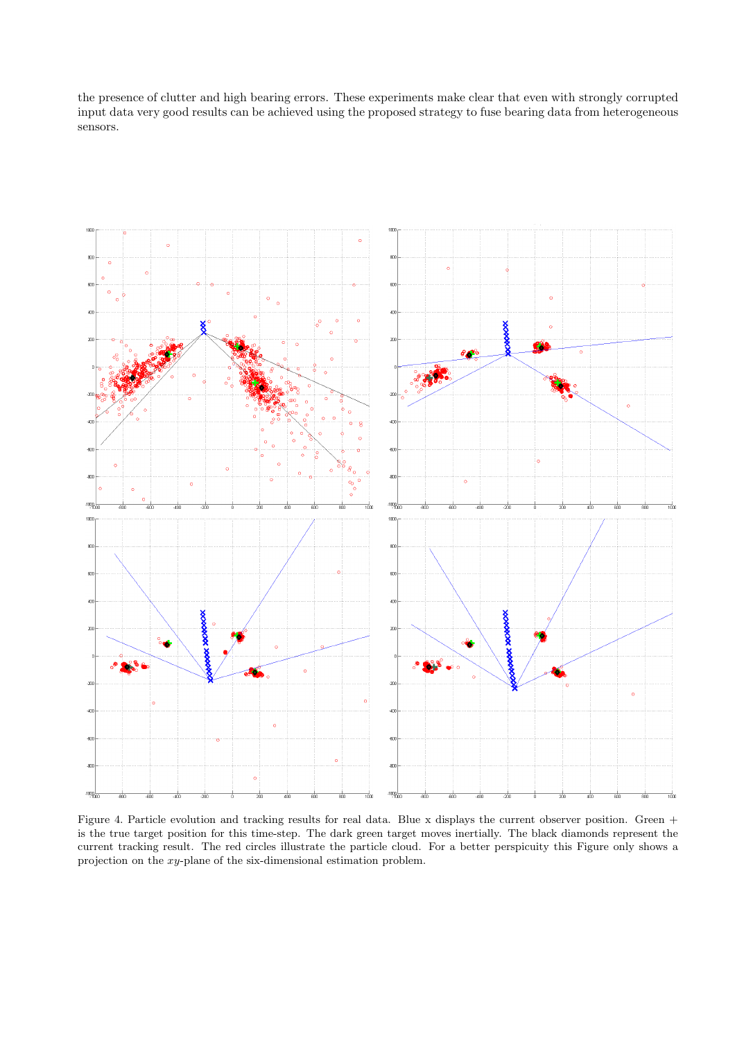the presence of clutter and high bearing errors. These experiments make clear that even with strongly corrupted input data very good results can be achieved using the proposed strategy to fuse bearing data from heterogeneous sensors.

Figure 4. Particle evolution and tracking results for real data. Blue x displays the current observer position. Green + is the true target position for this time-step. The dark green target moves inertially. The black diamonds represent the current tracking result. The red circles illustrate the particle cloud. For a better perspicuity this Figure only shows a projection on the $xy$-plane of the six-dimensional estimation problem.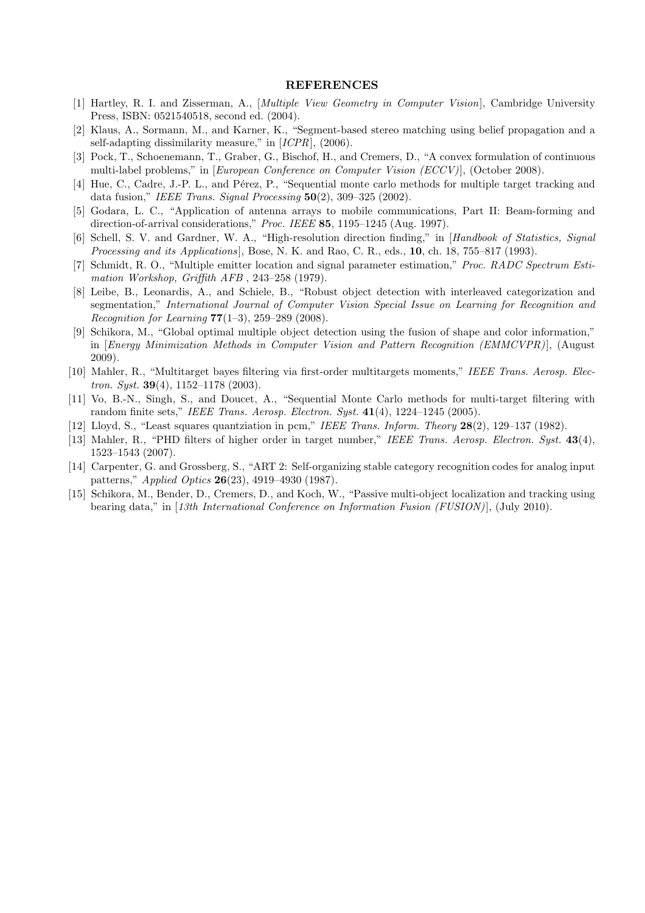## REFERENCES

[1] Hartley, R. I. and Zisserman, A., [*Multiple View Geometry in Computer Vision*], Cambridge University Press, ISBN: 0521540518, second ed. (2004).

[2] Klaus, A., Sormann, M., and Karner, K., "Segment-based stereo matching using belief propagation and a self-adapting dissimilarity measure," in [*ICPR*], (2006).

[3] Pock, T., Schoenemann, T., Graber, G., Bischof, H., and Cremers, D., "A convex formulation of continuous multi-label problems," in [*European Conference on Computer Vision (ECCV)*], (October 2008).

[4] Hue, C., Cadre, J.-P. L., and Pérez, P., "Sequential monte carlo methods for multiple target tracking and data fusion," *IEEE Trans. Signal Processing* **50**(2), 309–325 (2002).

[5] Godara, L. C., "Application of antenna arrays to mobile communications, Part II: Beam-forming and direction-of-arrival considerations," *Proc. IEEE* **85**, 1195–1245 (Aug. 1997).

[6] Schell, S. V. and Gardner, W. A., "High-resolution direction finding," in [*Handbook of Statistics, Signal Processing and its Applications*], Bose, N. K. and Rao, C. R., eds., **10**, ch. 18, 755–817 (1993).

[7] Schmidt, R. O., "Multiple emitter location and signal parameter estimation," *Proc. RADC Spectrum Estimation Workshop, Griffith AFB* , 243–258 (1979).

[8] Leibe, B., Leonardis, A., and Schiele, B., "Robust object detection with interleaved categorization and segmentation," *International Journal of Computer Vision Special Issue on Learning for Recognition and Recognition for Learning* **77**(1–3), 259–289 (2008).

[9] Schikora, M., "Global optimal multiple object detection using the fusion of shape and color information," in [*Energy Minimization Methods in Computer Vision and Pattern Recognition (EMMCVPR)*], (August 2009).

[10] Mahler, R., "Multitarget bayes filtering via first-order multitargets moments," *IEEE Trans. Aerosp. Electron. Syst.* **39**(4), 1152–1178 (2003).

[11] Vo, B.-N., Singh, S., and Doucet, A., "Sequential Monte Carlo methods for multi-target filtering with random finite sets," *IEEE Trans. Aerosp. Electron. Syst.* **41**(4), 1224–1245 (2005).

[12] Lloyd, S., "Least squares quantziation in pcm," *IEEE Trans. Inform. Theory* **28**(2), 129–137 (1982).

[13] Mahler, R., "PHD filters of higher order in target number," *IEEE Trans. Aerosp. Electron. Syst.* **43**(4), 1523–1543 (2007).

[14] Carpenter, G. and Grossberg, S., "ART 2: Self-organizing stable category recognition codes for analog input patterns," *Applied Optics* **26**(23), 4919–4930 (1987).

[15] Schikora, M., Bender, D., Cremers, D., and Koch, W., "Passive multi-object localization and tracking using bearing data," in [*13th International Conference on Information Fusion (FUSION)*], (July 2010).